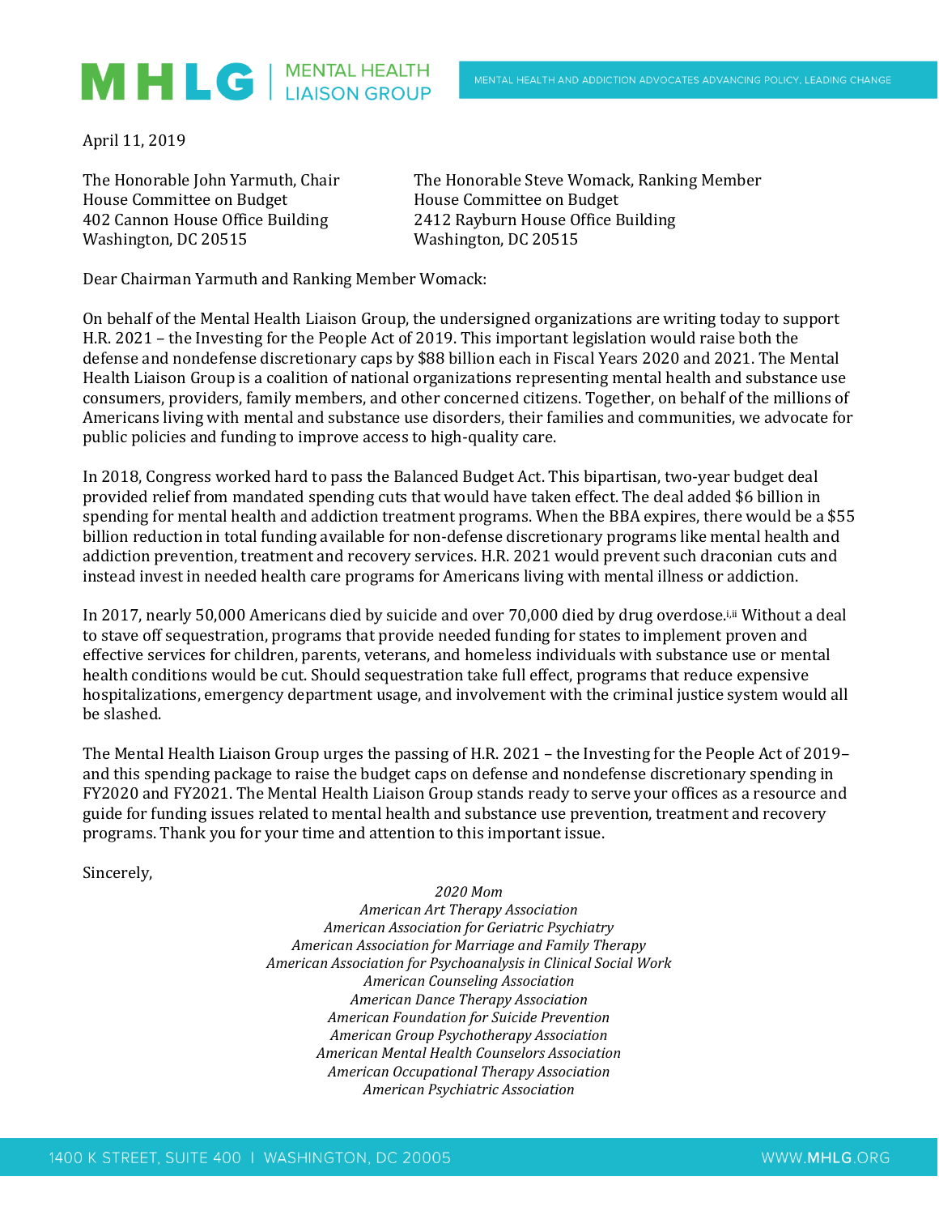# MHLG | MENTAL HEALTH LIAISON GROUP

MENTAL HEALTH AND ADDICTION ADVOCATES ADVANCING POLICY, LEADING CHANGE

April 11, 2019

The Honorable John Yarmuth, Chair
House Committee on Budget
402 Cannon House Office Building
Washington, DC 20515

The Honorable Steve Womack, Ranking Member
House Committee on Budget
2412 Rayburn House Office Building
Washington, DC 20515

Dear Chairman Yarmuth and Ranking Member Womack:

On behalf of the Mental Health Liaison Group, the undersigned organizations are writing today to support H.R. 2021 – the Investing for the People Act of 2019. This important legislation would raise both the defense and nondefense discretionary caps by $88 billion each in Fiscal Years 2020 and 2021. The Mental Health Liaison Group is a coalition of national organizations representing mental health and substance use consumers, providers, family members, and other concerned citizens. Together, on behalf of the millions of Americans living with mental and substance use disorders, their families and communities, we advocate for public policies and funding to improve access to high-quality care.

In 2018, Congress worked hard to pass the Balanced Budget Act. This bipartisan, two-year budget deal provided relief from mandated spending cuts that would have taken effect. The deal added $6 billion in spending for mental health and addiction treatment programs. When the BBA expires, there would be a $55 billion reduction in total funding available for non-defense discretionary programs like mental health and addiction prevention, treatment and recovery services. H.R. 2021 would prevent such draconian cuts and instead invest in needed health care programs for Americans living with mental illness or addiction.

In 2017, nearly 50,000 Americans died by suicide and over 70,000 died by drug overdose.[i,ii] Without a deal to stave off sequestration, programs that provide needed funding for states to implement proven and effective services for children, parents, veterans, and homeless individuals with substance use or mental health conditions would be cut. Should sequestration take full effect, programs that reduce expensive hospitalizations, emergency department usage, and involvement with the criminal justice system would all be slashed.

The Mental Health Liaison Group urges the passing of H.R. 2021 – the Investing for the People Act of 2019– and this spending package to raise the budget caps on defense and nondefense discretionary spending in FY2020 and FY2021. The Mental Health Liaison Group stands ready to serve your offices as a resource and guide for funding issues related to mental health and substance use prevention, treatment and recovery programs. Thank you for your time and attention to this important issue.

Sincerely,

*2020 Mom*
*American Art Therapy Association*
*American Association for Geriatric Psychiatry*
*American Association for Marriage and Family Therapy*
*American Association for Psychoanalysis in Clinical Social Work*
*American Counseling Association*
*American Dance Therapy Association*
*American Foundation for Suicide Prevention*
*American Group Psychotherapy Association*
*American Mental Health Counselors Association*
*American Occupational Therapy Association*
*American Psychiatric Association*

1400 K STREET, SUITE 400 | WASHINGTON, DC 20005 WWW.MHLG.ORG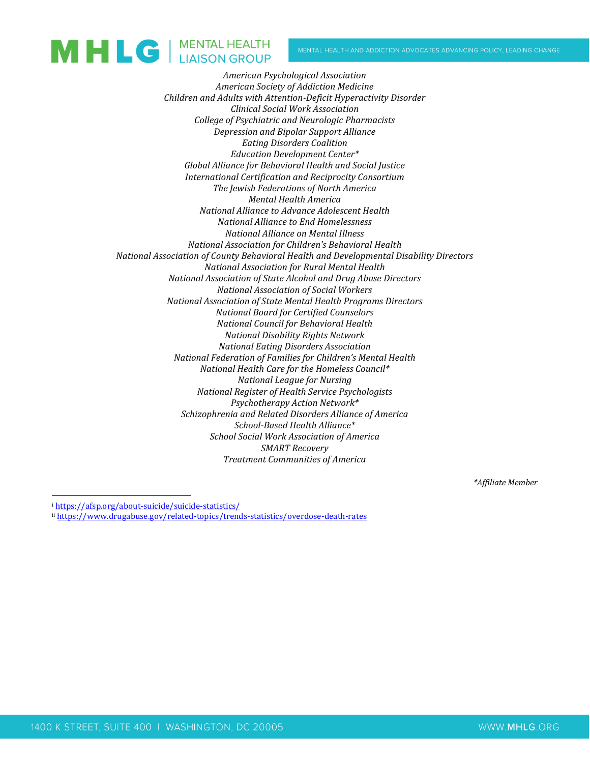*American Psychological Association*
*American Society of Addiction Medicine*
*Children and Adults with Attention-Deficit Hyperactivity Disorder*
*Clinical Social Work Association*
*College of Psychiatric and Neurologic Pharmacists*
*Depression and Bipolar Support Alliance*
*Eating Disorders Coalition*
*Education Development Center**
*Global Alliance for Behavioral Health and Social Justice*
*International Certification and Reciprocity Consortium*
*The Jewish Federations of North America*
*Mental Health America*
*National Alliance to Advance Adolescent Health*
*National Alliance to End Homelessness*
*National Alliance on Mental Illness*
*National Association for Children's Behavioral Health*
*National Association of County Behavioral Health and Developmental Disability Directors*
*National Association for Rural Mental Health*
*National Association of State Alcohol and Drug Abuse Directors*
*National Association of Social Workers*
*National Association of State Mental Health Programs Directors*
*National Board for Certified Counselors*
*National Council for Behavioral Health*
*National Disability Rights Network*
*National Eating Disorders Association*
*National Federation of Families for Children's Mental Health*
*National Health Care for the Homeless Council**
*National League for Nursing*
*National Register of Health Service Psychologists*
*Psychotherapy Action Network**
*Schizophrenia and Related Disorders Alliance of America*
*School-Based Health Alliance**
*School Social Work Association of America*
*SMART Recovery*
*Treatment Communities of America*

**Affiliate Member*

---

[i] https://afsp.org/about-suicide/suicide-statistics/

[ii] https://www.drugabuse.gov/related-topics/trends-statistics/overdose-death-rates